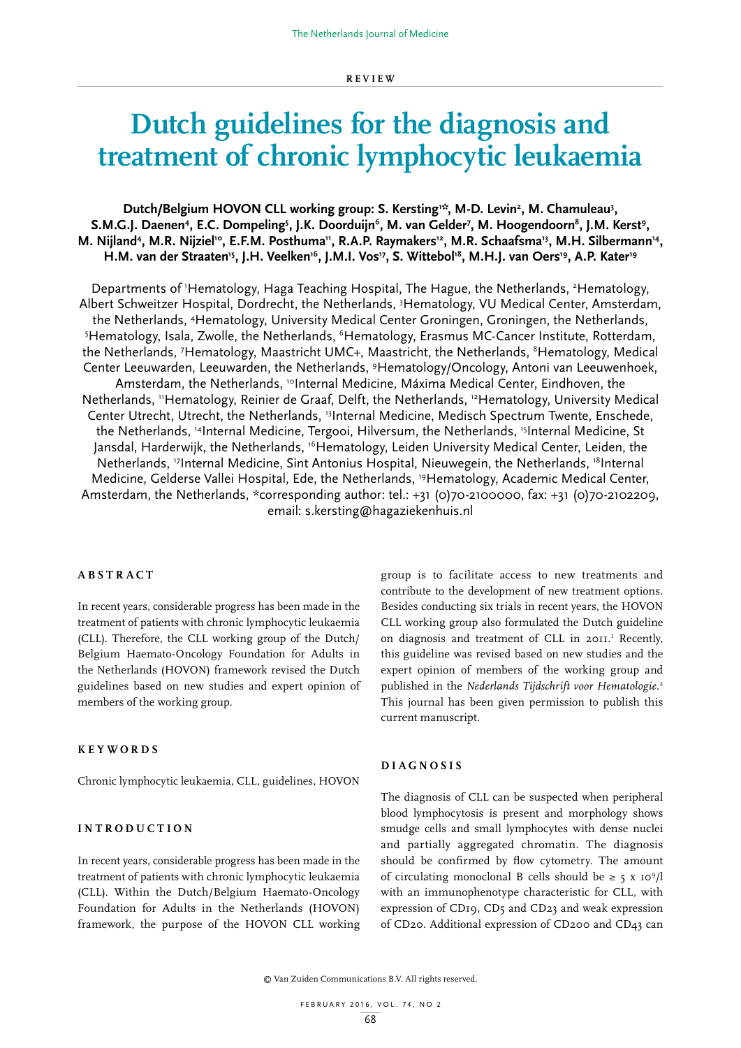REVIEW

# Dutch guidelines for the diagnosis and treatment of chronic lymphocytic leukaemia

**Dutch/Belgium HOVON CLL working group: S. Kersting[1]*, M-D. Levin[2], M. Chamuleau[3], S.M.G.J. Daenen[4], E.C. Dompeling[5], J.K. Doorduijn[6], M. van Gelder[7], M. Hoogendoorn[8], J.M. Kerst[9], M. Nijland[4], M.R. Nijziel[10], E.F.M. Posthuma[11], R.A.P. Raymakers[12], M.R. Schaafsma[13], M.H. Silbermann[14], H.M. van der Straaten[15], J.H. Veelken[16], J.M.I. Vos[17], S. Wittebol[18], M.H.J. van Oers[19], A.P. Kater[19]**

Departments of [1]Hematology, Haga Teaching Hospital, The Hague, the Netherlands, [2]Hematology, Albert Schweitzer Hospital, Dordrecht, the Netherlands, [3]Hematology, VU Medical Center, Amsterdam, the Netherlands, [4]Hematology, University Medical Center Groningen, Groningen, the Netherlands, [5]Hematology, Isala, Zwolle, the Netherlands, [6]Hematology, Erasmus MC-Cancer Institute, Rotterdam, the Netherlands, [7]Hematology, Maastricht UMC+, Maastricht, the Netherlands, [8]Hematology, Medical Center Leeuwarden, Leeuwarden, the Netherlands, [9]Hematology/Oncology, Antoni van Leeuwenhoek, Amsterdam, the Netherlands, [10]Internal Medicine, Máxima Medical Center, Eindhoven, the Netherlands, [11]Hematology, Reinier de Graaf, Delft, the Netherlands, [12]Hematology, University Medical Center Utrecht, Utrecht, the Netherlands, [13]Internal Medicine, Medisch Spectrum Twente, Enschede, the Netherlands, [14]Internal Medicine, Tergooi, Hilversum, the Netherlands, [15]Internal Medicine, St Jansdal, Harderwijk, the Netherlands, [16]Hematology, Leiden University Medical Center, Leiden, the Netherlands, [17]Internal Medicine, Sint Antonius Hospital, Nieuwegein, the Netherlands, [18]Internal Medicine, Gelderse Vallei Hospital, Ede, the Netherlands, [19]Hematology, Academic Medical Center, Amsterdam, the Netherlands, *corresponding author: tel.: +31 (0)70-2100000, fax: +31 (0)70-2102209, email: s.kersting@hagaziekenhuis.nl

## ABSTRACT

In recent years, considerable progress has been made in the treatment of patients with chronic lymphocytic leukaemia (CLL). Therefore, the CLL working group of the Dutch/Belgium Haemato-Oncology Foundation for Adults in the Netherlands (HOVON) framework revised the Dutch guidelines based on new studies and expert opinion of members of the working group.

## KEYWORDS

Chronic lymphocytic leukaemia, CLL, guidelines, HOVON

## INTRODUCTION

In recent years, considerable progress has been made in the treatment of patients with chronic lymphocytic leukaemia (CLL). Within the Dutch/Belgium Haemato-Oncology Foundation for Adults in the Netherlands (HOVON) framework, the purpose of the HOVON CLL working group is to facilitate access to new treatments and contribute to the development of new treatment options. Besides conducting six trials in recent years, the HOVON CLL working group also formulated the Dutch guideline on diagnosis and treatment of CLL in 2011.[1] Recently, this guideline was revised based on new studies and the expert opinion of members of the working group and published in the *Nederlands Tijdschrift voor Hematologie*.[2] This journal has been given permission to publish this current manuscript.

## DIAGNOSIS

The diagnosis of CLL can be suspected when peripheral blood lymphocytosis is present and morphology shows smudge cells and small lymphocytes with dense nuclei and partially aggregated chromatin. The diagnosis should be confirmed by flow cytometry. The amount of circulating monoclonal B cells should be $\geq 5 \times 10^9$/l with an immunophenotype characteristic for CLL, with expression of CD19, CD5 and CD23 and weak expression of CD20. Additional expression of CD200 and CD43 can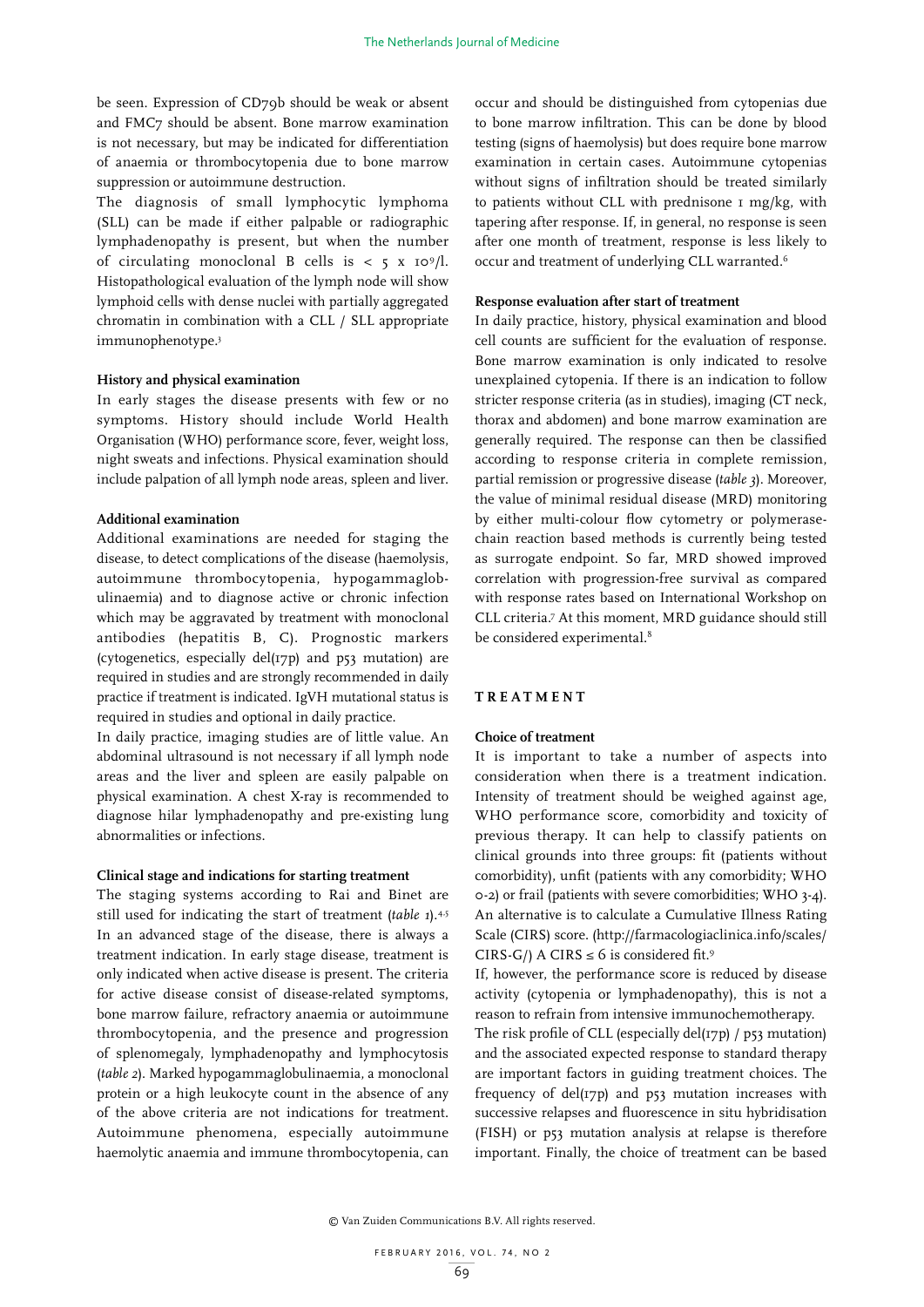be seen. Expression of CD79b should be weak or absent and FMC7 should be absent. Bone marrow examination is not necessary, but may be indicated for differentiation of anaemia or thrombocytopenia due to bone marrow suppression or autoimmune destruction.

The diagnosis of small lymphocytic lymphoma (SLL) can be made if either palpable or radiographic lymphadenopathy is present, but when the number of circulating monoclonal B cells is $< 5 \times 10^9$/l. Histopathological evaluation of the lymph node will show lymphoid cells with dense nuclei with partially aggregated chromatin in combination with a CLL / SLL appropriate immunophenotype.[3]

### History and physical examination

In early stages the disease presents with few or no symptoms. History should include World Health Organisation (WHO) performance score, fever, weight loss, night sweats and infections. Physical examination should include palpation of all lymph node areas, spleen and liver.

### Additional examination

Additional examinations are needed for staging the disease, to detect complications of the disease (haemolysis, autoimmune thrombocytopenia, hypogammaglobulinaemia) and to diagnose active or chronic infection which may be aggravated by treatment with monoclonal antibodies (hepatitis B, C). Prognostic markers (cytogenetics, especially del(17p) and p53 mutation) are required in studies and are strongly recommended in daily practice if treatment is indicated. IgVH mutational status is required in studies and optional in daily practice.

In daily practice, imaging studies are of little value. An abdominal ultrasound is not necessary if all lymph node areas and the liver and spleen are easily palpable on physical examination. A chest X-ray is recommended to diagnose hilar lymphadenopathy and pre-existing lung abnormalities or infections.

### Clinical stage and indications for starting treatment

The staging systems according to Rai and Binet are still used for indicating the start of treatment (*table 1*).[4,5] In an advanced stage of the disease, there is always a treatment indication. In early stage disease, treatment is only indicated when active disease is present. The criteria for active disease consist of disease-related symptoms, bone marrow failure, refractory anaemia or autoimmune thrombocytopenia, and the presence and progression of splenomegaly, lymphadenopathy and lymphocytosis (*table 2*). Marked hypogammaglobulinaemia, a monoclonal protein or a high leukocyte count in the absence of any of the above criteria are not indications for treatment. Autoimmune phenomena, especially autoimmune haemolytic anaemia and immune thrombocytopenia, can occur and should be distinguished from cytopenias due to bone marrow infiltration. This can be done by blood testing (signs of haemolysis) but does require bone marrow examination in certain cases. Autoimmune cytopenias without signs of infiltration should be treated similarly to patients without CLL with prednisone 1 mg/kg, with tapering after response. If, in general, no response is seen after one month of treatment, response is less likely to occur and treatment of underlying CLL warranted.[6]

### Response evaluation after start of treatment

In daily practice, history, physical examination and blood cell counts are sufficient for the evaluation of response. Bone marrow examination is only indicated to resolve unexplained cytopenia. If there is an indication to follow stricter response criteria (as in studies), imaging (CT neck, thorax and abdomen) and bone marrow examination are generally required. The response can then be classified according to response criteria in complete remission, partial remission or progressive disease (*table 3*). Moreover, the value of minimal residual disease (MRD) monitoring by either multi-colour flow cytometry or polymerase-chain reaction based methods is currently being tested as surrogate endpoint. So far, MRD showed improved correlation with progression-free survival as compared with response rates based on International Workshop on CLL criteria.[7] At this moment, MRD guidance should still be considered experimental.[8]

## TREATMENT

### Choice of treatment

It is important to take a number of aspects into consideration when there is a treatment indication. Intensity of treatment should be weighed against age, WHO performance score, comorbidity and toxicity of previous therapy. It can help to classify patients on clinical grounds into three groups: fit (patients without comorbidity), unfit (patients with any comorbidity; WHO 0-2) or frail (patients with severe comorbidities; WHO 3-4). An alternative is to calculate a Cumulative Illness Rating Scale (CIRS) score. (http://farmacologiaclinica.info/scales/CIRS-G/) A CIRS $\leq 6$ is considered fit.[9]

If, however, the performance score is reduced by disease activity (cytopenia or lymphadenopathy), this is not a reason to refrain from intensive immunochemotherapy.

The risk profile of CLL (especially del(17p) / p53 mutation) and the associated expected response to standard therapy are important factors in guiding treatment choices. The frequency of del(17p) and p53 mutation increases with successive relapses and fluorescence in situ hybridisation (FISH) or p53 mutation analysis at relapse is therefore important. Finally, the choice of treatment can be based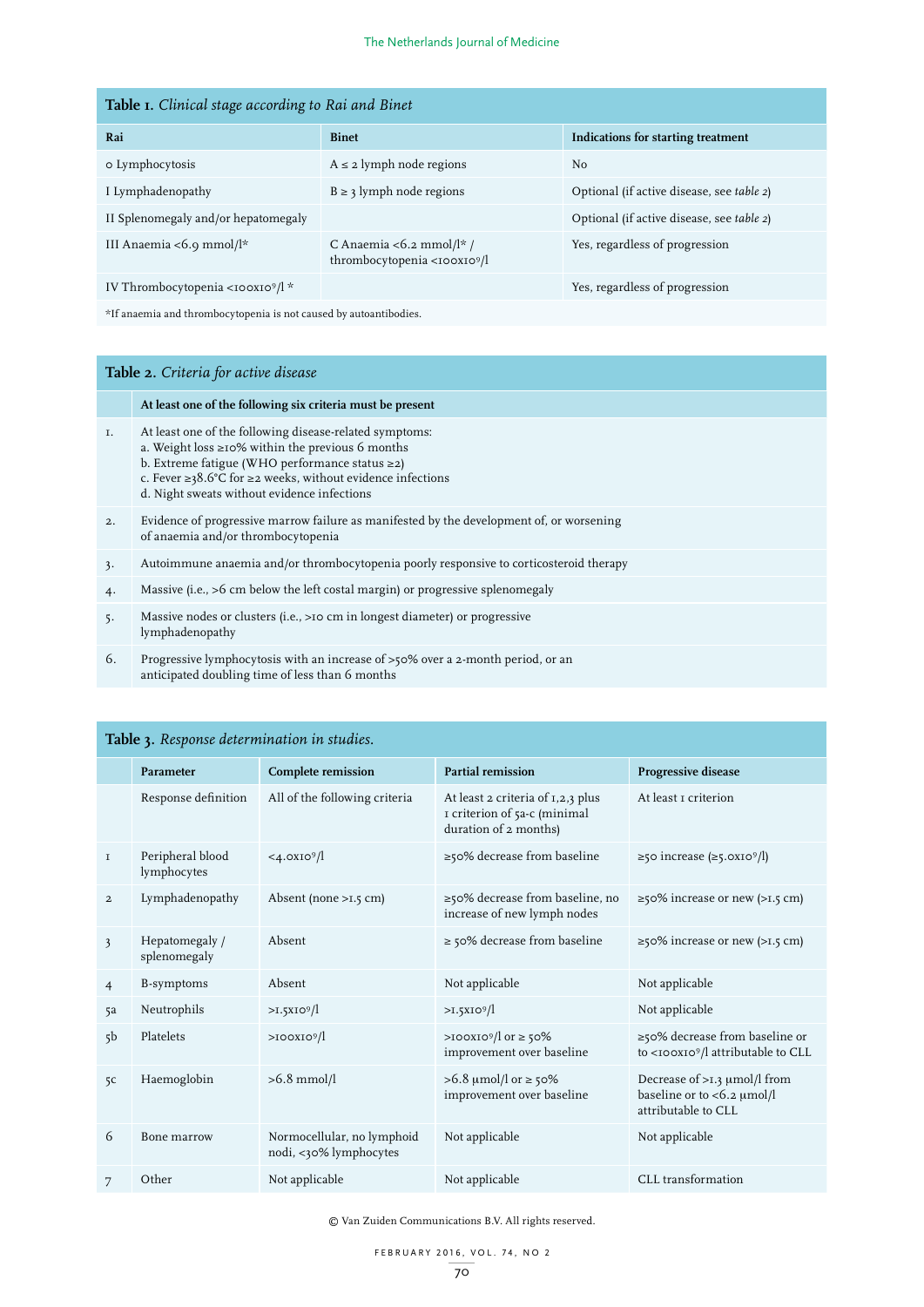**Table 1.** *Clinical stage according to Rai and Binet*

| Rai | Binet | Indications for starting treatment |
|---|---|---|
| 0 Lymphocytosis | A ≤ 2 lymph node regions | No |
| I Lymphadenopathy | B ≥ 3 lymph node regions | Optional (if active disease, see *table 2*) |
| II Splenomegaly and/or hepatomegaly | | Optional (if active disease, see *table 2*) |
| III Anaemia <6.9 mmol/l* | C Anaemia <6.2 mmol/l* / thrombocytopenia <100x10⁹/l | Yes, regardless of progression |
| IV Thrombocytopenia <100x10⁹/l * | | Yes, regardless of progression |

*If anaemia and thrombocytopenia is not caused by autoantibodies.

**Table 2.** *Criteria for active disease*

| | At least one of the following six criteria must be present |
|---|---|
| 1. | At least one of the following disease-related symptoms:<br>a. Weight loss ≥10% within the previous 6 months<br>b. Extreme fatigue (WHO performance status ≥2)<br>c. Fever ≥38.6°C for ≥2 weeks, without evidence infections<br>d. Night sweats without evidence infections |
| 2. | Evidence of progressive marrow failure as manifested by the development of, or worsening of anaemia and/or thrombocytopenia |
| 3. | Autoimmune anaemia and/or thrombocytopenia poorly responsive to corticosteroid therapy |
| 4. | Massive (i.e., >6 cm below the left costal margin) or progressive splenomegaly |
| 5. | Massive nodes or clusters (i.e., >10 cm in longest diameter) or progressive lymphadenopathy |
| 6. | Progressive lymphocytosis with an increase of >50% over a 2-month period, or an anticipated doubling time of less than 6 months |

**Table 3.** *Response determination in studies.*

| | Parameter | Complete remission | Partial remission | Progressive disease |
|---|---|---|---|---|
| | Response definition | All of the following criteria | At least 2 criteria of 1,2,3 plus 1 criterion of 5a-c (minimal duration of 2 months) | At least 1 criterion |
| 1 | Peripheral blood lymphocytes | <4.0x10⁹/l | ≥50% decrease from baseline | ≥50 increase (≥5.0x10⁹/l) |
| 2 | Lymphadenopathy | Absent (none >1.5 cm) | ≥50% decrease from baseline, no increase of new lymph nodes | ≥50% increase or new (>1.5 cm) |
| 3 | Hepatomegaly / splenomegaly | Absent | ≥ 50% decrease from baseline | ≥50% increase or new (>1.5 cm) |
| 4 | B-symptoms | Absent | Not applicable | Not applicable |
| 5a | Neutrophils | >1.5x10⁹/l | >1.5x10⁹/l | Not applicable |
| 5b | Platelets | >100x10⁹/l | >100x10⁹/l or ≥ 50% improvement over baseline | ≥50% decrease from baseline or to <100x10⁹/l attributable to CLL |
| 5c | Haemoglobin | >6.8 mmol/l | >6.8 µmol/l or ≥ 50% improvement over baseline | Decrease of >1.3 µmol/l from baseline or to <6.2 µmol/l attributable to CLL |
| 6 | Bone marrow | Normocellular, no lymphoid nodi, <30% lymphocytes | Not applicable | Not applicable |
| 7 | Other | Not applicable | Not applicable | CLL transformation |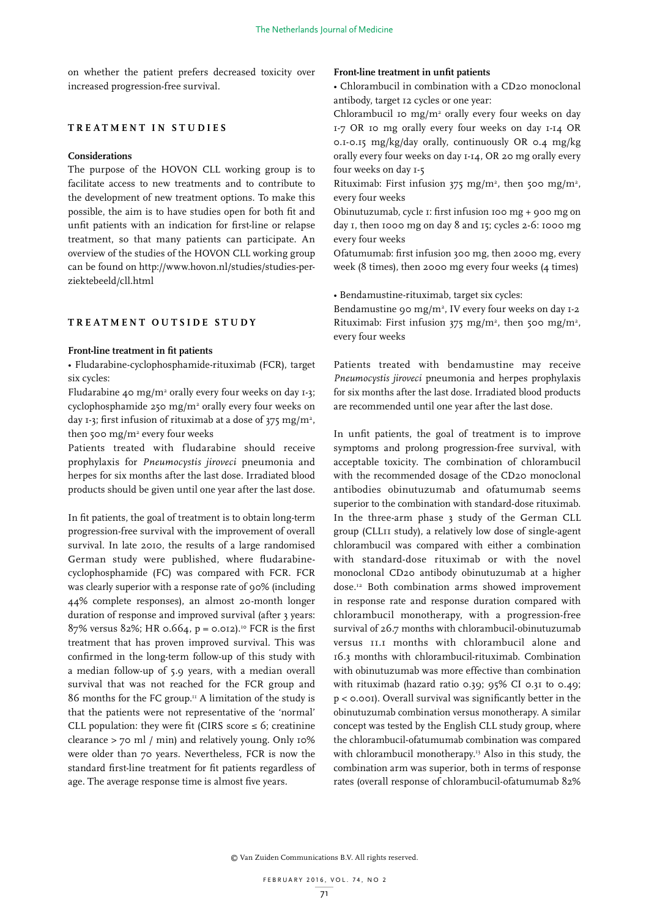on whether the patient prefers decreased toxicity over increased progression-free survival.

## TREATMENT IN STUDIES

### Considerations

The purpose of the HOVON CLL working group is to facilitate access to new treatments and to contribute to the development of new treatment options. To make this possible, the aim is to have studies open for both fit and unfit patients with an indication for first-line or relapse treatment, so that many patients can participate. An overview of the studies of the HOVON CLL working group can be found on http://www.hovon.nl/studies/studies-per-ziektebeeld/cll.html

## TREATMENT OUTSIDE STUDY

### Front-line treatment in fit patients

• Fludarabine-cyclophosphamide-rituximab (FCR), target six cycles:

Fludarabine 40 mg/m² orally every four weeks on day 1-3; cyclophosphamide 250 mg/m² orally every four weeks on day 1-3; first infusion of rituximab at a dose of 375 mg/m², then 500 mg/m² every four weeks

Patients treated with fludarabine should receive prophylaxis for *Pneumocystis jiroveci* pneumonia and herpes for six months after the last dose. Irradiated blood products should be given until one year after the last dose.

In fit patients, the goal of treatment is to obtain long-term progression-free survival with the improvement of overall survival. In late 2010, the results of a large randomised German study were published, where fludarabine-cyclophosphamide (FC) was compared with FCR. FCR was clearly superior with a response rate of 90% (including 44% complete responses), an almost 20-month longer duration of response and improved survival (after 3 years: 87% versus 82%; HR 0.664, $p = 0.012$).[10] FCR is the first treatment that has proven improved survival. This was confirmed in the long-term follow-up of this study with a median follow-up of 5.9 years, with a median overall survival that was not reached for the FCR group and 86 months for the FC group.[11] A limitation of the study is that the patients were not representative of the 'normal' CLL population: they were fit (CIRS score ≤ 6; creatinine clearance > 70 ml / min) and relatively young. Only 10% were older than 70 years. Nevertheless, FCR is now the standard first-line treatment for fit patients regardless of age. The average response time is almost five years.

### Front-line treatment in unfit patients

• Chlorambucil in combination with a CD20 monoclonal antibody, target 12 cycles or one year:

Chlorambucil 10 mg/m² orally every four weeks on day 1-7 OR 10 mg orally every four weeks on day 1-14 OR 0.1-0.15 mg/kg/day orally, continuously OR 0.4 mg/kg orally every four weeks on day 1-14, OR 20 mg orally every four weeks on day 1-5

Rituximab: First infusion 375 mg/m², then 500 mg/m², every four weeks

Obinutuzumab, cycle 1: first infusion 100 mg + 900 mg on day 1, then 1000 mg on day 8 and 15; cycles 2-6: 1000 mg every four weeks

Ofatumumab: first infusion 300 mg, then 2000 mg, every week (8 times), then 2000 mg every four weeks (4 times)

• Bendamustine-rituximab, target six cycles:

Bendamustine 90 mg/m², IV every four weeks on day 1-2

Rituximab: First infusion 375 mg/m², then 500 mg/m², every four weeks

Patients treated with bendamustine may receive *Pneumocystis jiroveci* pneumonia and herpes prophylaxis for six months after the last dose. Irradiated blood products are recommended until one year after the last dose.

In unfit patients, the goal of treatment is to improve symptoms and prolong progression-free survival, with acceptable toxicity. The combination of chlorambucil with the recommended dosage of the CD20 monoclonal antibodies obinutuzumab and ofatumumab seems superior to the combination with standard-dose rituximab. In the three-arm phase 3 study of the German CLL group (CLL11 study), a relatively low dose of single-agent chlorambucil was compared with either a combination with standard-dose rituximab or with the novel monoclonal CD20 antibody obinutuzumab at a higher dose.[12] Both combination arms showed improvement in response rate and response duration compared with chlorambucil monotherapy, with a progression-free survival of 26.7 months with chlorambucil-obinutuzumab versus 11.1 months with chlorambucil alone and 16.3 months with chlorambucil-rituximab. Combination with obinutuzumab was more effective than combination with rituximab (hazard ratio 0.39; 95% CI 0.31 to 0.49; $p < 0.001$). Overall survival was significantly better in the obinutuzumab combination versus monotherapy. A similar concept was tested by the English CLL study group, where the chlorambucil-ofatumumab combination was compared with chlorambucil monotherapy.[13] Also in this study, the combination arm was superior, both in terms of response rates (overall response of chlorambucil-ofatumumab 82%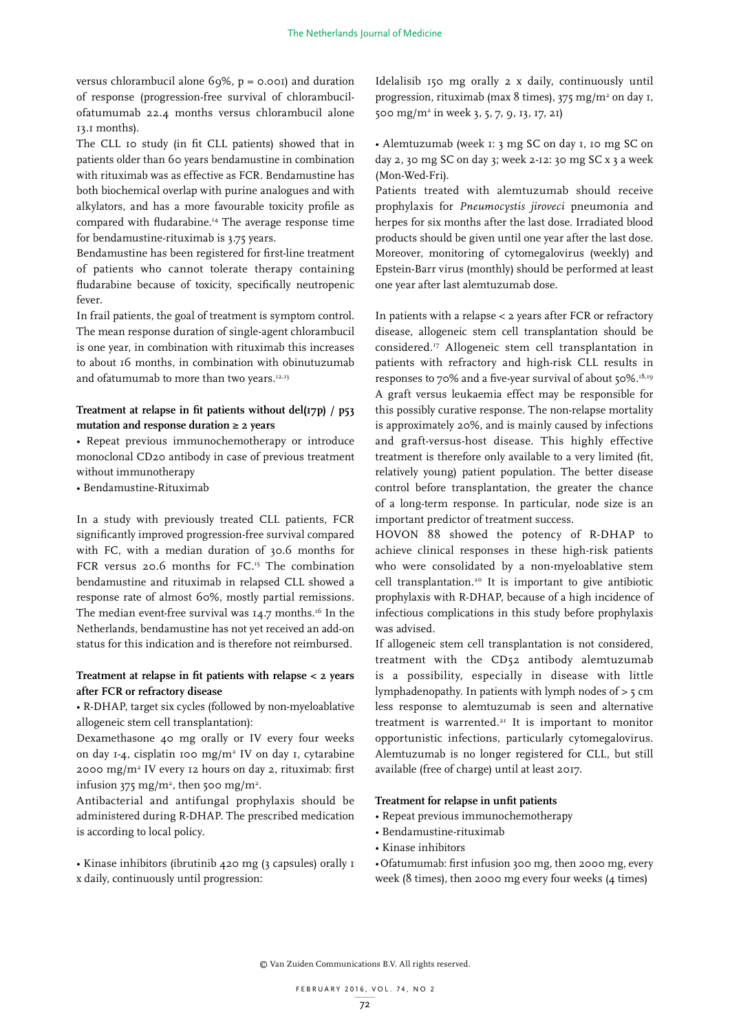versus chlorambucil alone 69%, p = 0.001) and duration of response (progression-free survival of chlorambucil-ofatumumab 22.4 months versus chlorambucil alone 13.1 months).

The CLL 10 study (in fit CLL patients) showed that in patients older than 60 years bendamustine in combination with rituximab was as effective as FCR. Bendamustine has both biochemical overlap with purine analogues and with alkylators, and has a more favourable toxicity profile as compared with fludarabine.[14] The average response time for bendamustine-rituximab is 3.75 years.

Bendamustine has been registered for first-line treatment of patients who cannot tolerate therapy containing fludarabine because of toxicity, specifically neutropenic fever.

In frail patients, the goal of treatment is symptom control. The mean response duration of single-agent chlorambucil is one year, in combination with rituximab this increases to about 16 months, in combination with obinutuzumab and ofatumumab to more than two years.[12,13]

### Treatment at relapse in fit patients without del(17p) / p53 mutation and response duration ≥ 2 years

- Repeat previous immunochemotherapy or introduce monoclonal CD20 antibody in case of previous treatment without immunotherapy
- Bendamustine-Rituximab

In a study with previously treated CLL patients, FCR significantly improved progression-free survival compared with FC, with a median duration of 30.6 months for FCR versus 20.6 months for FC.[15] The combination bendamustine and rituximab in relapsed CLL showed a response rate of almost 60%, mostly partial remissions. The median event-free survival was 14.7 months.[16] In the Netherlands, bendamustine has not yet received an add-on status for this indication and is therefore not reimbursed.

### Treatment at relapse in fit patients with relapse < 2 years after FCR or refractory disease

- R-DHAP, target six cycles (followed by non-myeloablative allogeneic stem cell transplantation):

Dexamethasone 40 mg orally or IV every four weeks on day 1-4, cisplatin 100 mg/m² IV on day 1, cytarabine 2000 mg/m² IV every 12 hours on day 2, rituximab: first infusion 375 mg/m², then 500 mg/m².

Antibacterial and antifungal prophylaxis should be administered during R-DHAP. The prescribed medication is according to local policy.

- Kinase inhibitors (ibrutinib 420 mg (3 capsules) orally 1 x daily, continuously until progression:

Idelalisib 150 mg orally 2 x daily, continuously until progression, rituximab (max 8 times), 375 mg/m² on day 1, 500 mg/m² in week 3, 5, 7, 9, 13, 17, 21)

- Alemtuzumab (week 1: 3 mg SC on day 1, 10 mg SC on day 2, 30 mg SC on day 3; week 2-12: 30 mg SC x 3 a week (Mon-Wed-Fri).

Patients treated with alemtuzumab should receive prophylaxis for *Pneumocystis jiroveci* pneumonia and herpes for six months after the last dose. Irradiated blood products should be given until one year after the last dose. Moreover, monitoring of cytomegalovirus (weekly) and Epstein-Barr virus (monthly) should be performed at least one year after last alemtuzumab dose.

In patients with a relapse < 2 years after FCR or refractory disease, allogeneic stem cell transplantation should be considered.[17] Allogeneic stem cell transplantation in patients with refractory and high-risk CLL results in responses to 70% and a five-year survival of about 50%.[18,19] A graft versus leukaemia effect may be responsible for this possibly curative response. The non-relapse mortality is approximately 20%, and is mainly caused by infections and graft-versus-host disease. This highly effective treatment is therefore only available to a very limited (fit, relatively young) patient population. The better disease control before transplantation, the greater the chance of a long-term response. In particular, node size is an important predictor of treatment success.

HOVON 88 showed the potency of R-DHAP to achieve clinical responses in these high-risk patients who were consolidated by a non-myeloablative stem cell transplantation.[20] It is important to give antibiotic prophylaxis with R-DHAP, because of a high incidence of infectious complications in this study before prophylaxis was advised.

If allogeneic stem cell transplantation is not considered, treatment with the CD52 antibody alemtuzumab is a possibility, especially in disease with little lymphadenopathy. In patients with lymph nodes of > 5 cm less response to alemtuzumab is seen and alternative treatment is warrented.[21] It is important to monitor opportunistic infections, particularly cytomegalovirus. Alemtuzumab is no longer registered for CLL, but still available (free of charge) until at least 2017.

### Treatment for relapse in unfit patients

- Repeat previous immunochemotherapy
- Bendamustine-rituximab
- Kinase inhibitors
- Ofatumumab: first infusion 300 mg, then 2000 mg, every week (8 times), then 2000 mg every four weeks (4 times)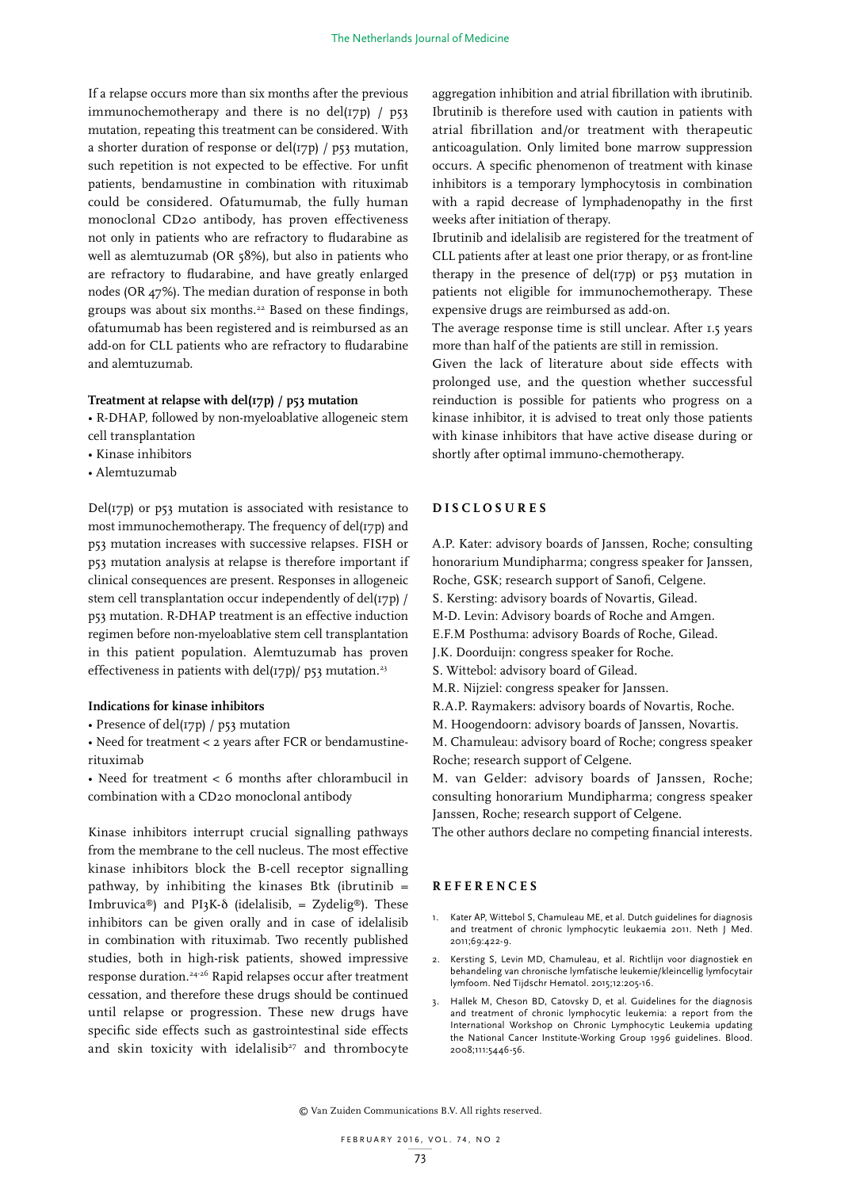If a relapse occurs more than six months after the previous immunochemotherapy and there is no del(17p) / p53 mutation, repeating this treatment can be considered. With a shorter duration of response or del(17p) / p53 mutation, such repetition is not expected to be effective. For unfit patients, bendamustine in combination with rituximab could be considered. Ofatumumab, the fully human monoclonal CD20 antibody, has proven effectiveness not only in patients who are refractory to fludarabine as well as alemtuzumab (OR 58%), but also in patients who are refractory to fludarabine, and have greatly enlarged nodes (OR 47%). The median duration of response in both groups was about six months.[22] Based on these findings, ofatumumab has been registered and is reimbursed as an add-on for CLL patients who are refractory to fludarabine and alemtuzumab.

**Treatment at relapse with del(17p) / p53 mutation**

- R-DHAP, followed by non-myeloablative allogeneic stem cell transplantation
- Kinase inhibitors
- Alemtuzumab

Del(17p) or p53 mutation is associated with resistance to most immunochemotherapy. The frequency of del(17p) and p53 mutation increases with successive relapses. FISH or p53 mutation analysis at relapse is therefore important if clinical consequences are present. Responses in allogeneic stem cell transplantation occur independently of del(17p) / p53 mutation. R-DHAP treatment is an effective induction regimen before non-myeloablative stem cell transplantation in this patient population. Alemtuzumab has proven effectiveness in patients with del(17p)/ p53 mutation.[23]

**Indications for kinase inhibitors**

- Presence of del(17p) / p53 mutation
- Need for treatment < 2 years after FCR or bendamustine-rituximab
- Need for treatment < 6 months after chlorambucil in combination with a CD20 monoclonal antibody

Kinase inhibitors interrupt crucial signalling pathways from the membrane to the cell nucleus. The most effective kinase inhibitors block the B-cell receptor signalling pathway, by inhibiting the kinases Btk (ibrutinib = Imbruvica®) and PI3K-δ (idelalisib, = Zydelig®). These inhibitors can be given orally and in case of idelalisib in combination with rituximab. Two recently published studies, both in high-risk patients, showed impressive response duration.[24-26] Rapid relapses occur after treatment cessation, and therefore these drugs should be continued until relapse or progression. These new drugs have specific side effects such as gastrointestinal side effects and skin toxicity with idelalisib[27] and thrombocyte aggregation inhibition and atrial fibrillation with ibrutinib. Ibrutinib is therefore used with caution in patients with atrial fibrillation and/or treatment with therapeutic anticoagulation. Only limited bone marrow suppression occurs. A specific phenomenon of treatment with kinase inhibitors is a temporary lymphocytosis in combination with a rapid decrease of lymphadenopathy in the first weeks after initiation of therapy.

Ibrutinib and idelalisib are registered for the treatment of CLL patients after at least one prior therapy, or as front-line therapy in the presence of del(17p) or p53 mutation in patients not eligible for immunochemotherapy. These expensive drugs are reimbursed as add-on.

The average response time is still unclear. After 1.5 years more than half of the patients are still in remission.

Given the lack of literature about side effects with prolonged use, and the question whether successful reinduction is possible for patients who progress on a kinase inhibitor, it is advised to treat only those patients with kinase inhibitors that have active disease during or shortly after optimal immuno-chemotherapy.

## DISCLOSURES

A.P. Kater: advisory boards of Janssen, Roche; consulting honorarium Mundipharma; congress speaker for Janssen, Roche, GSK; research support of Sanofi, Celgene.

S. Kersting: advisory boards of Novartis, Gilead.

M-D. Levin: Advisory boards of Roche and Amgen.

E.F.M Posthuma: advisory Boards of Roche, Gilead.

J.K. Doorduijn: congress speaker for Roche.

S. Wittebol: advisory board of Gilead.

M.R. Nijziel: congress speaker for Janssen.

R.A.P. Raymakers: advisory boards of Novartis, Roche.

M. Hoogendoorn: advisory boards of Janssen, Novartis.

M. Chamuleau: advisory board of Roche; congress speaker Roche; research support of Celgene.

M. van Gelder: advisory boards of Janssen, Roche; consulting honorarium Mundipharma; congress speaker Janssen, Roche; research support of Celgene.

The other authors declare no competing financial interests.

## REFERENCES

1. Kater AP, Wittebol S, Chamuleau ME, et al. Dutch guidelines for diagnosis and treatment of chronic lymphocytic leukaemia 2011. Neth J Med. 2011;69:422-9.
2. Kersting S, Levin MD, Chamuleau, et al. Richtlijn voor diagnostiek en behandeling van chronische lymfatische leukemie/kleincellig lymfocytair lymfoom. Ned Tijdschr Hematol. 2015;12:205-16.
3. Hallek M, Cheson BD, Catovsky D, et al. Guidelines for the diagnosis and treatment of chronic lymphocytic leukemia: a report from the International Workshop on Chronic Lymphocytic Leukemia updating the National Cancer Institute-Working Group 1996 guidelines. Blood. 2008;111:5446-56.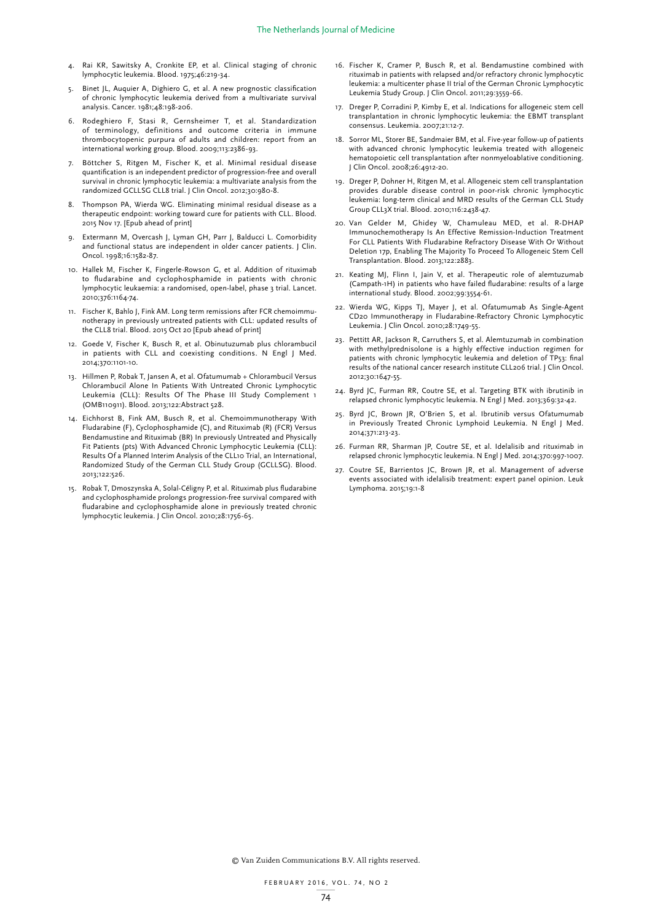4. Rai KR, Sawitsky A, Cronkite EP, et al. Clinical staging of chronic lymphocytic leukemia. Blood. 1975;46:219-34.
5. Binet JL, Auquier A, Dighiero G, et al. A new prognostic classification of chronic lymphocytic leukemia derived from a multivariate survival analysis. Cancer. 1981;48:198-206.
6. Rodeghiero F, Stasi R, Gernsheimer T, et al. Standardization of terminology, definitions and outcome criteria in immune thrombocytopenic purpura of adults and children: report from an international working group. Blood. 2009;113:2386-93.
7. Böttcher S, Ritgen M, Fischer K, et al. Minimal residual disease quantification is an independent predictor of progression-free and overall survival in chronic lymphocytic leukemia: a multivariate analysis from the randomized GCLLSG CLL8 trial. J Clin Oncol. 2012;30:980-8.
8. Thompson PA, Wierda WG. Eliminating minimal residual disease as a therapeutic endpoint: working toward cure for patients with CLL. Blood. 2015 Nov 17. [Epub ahead of print]
9. Extermann M, Overcash J, Lyman GH, Parr J, Balducci L. Comorbidity and functional status are independent in older cancer patients. J Clin. Oncol. 1998;16:1582-87.
10. Hallek M, Fischer K, Fingerle-Rowson G, et al. Addition of rituximab to fludarabine and cyclophosphamide in patients with chronic lymphocytic leukaemia: a randomised, open-label, phase 3 trial. Lancet. 2010;376:1164-74.
11. Fischer K, Bahlo J, Fink AM. Long term remissions after FCR chemoimmunotherapy in previously untreated patients with CLL: updated results of the CLL8 trial. Blood. 2015 Oct 20 [Epub ahead of print]
12. Goede V, Fischer K, Busch R, et al. Obinutuzumab plus chlorambucil in patients with CLL and coexisting conditions. N Engl J Med. 2014;370:1101-10.
13. Hillmen P, Robak T, Jansen A, et al. Ofatumumab + Chlorambucil Versus Chlorambucil Alone In Patients With Untreated Chronic Lymphocytic Leukemia (CLL): Results Of The Phase III Study Complement 1 (OMB110911). Blood. 2013;122:Abstract 528.
14. Eichhorst B, Fink AM, Busch R, et al. Chemoimmunotherapy With Fludarabine (F), Cyclophosphamide (C), and Rituximab (R) (FCR) Versus Bendamustine and Rituximab (BR) In previously Untreated and Physically Fit Patients (pts) With Advanced Chronic Lymphocytic Leukemia (CLL): Results Of a Planned Interim Analysis of the CLL10 Trial, an International, Randomized Study of the German CLL Study Group (GCLLSG). Blood. 2013;122:526.
15. Robak T, Dmoszynska A, Solal-Céligny P, et al. Rituximab plus fludarabine and cyclophosphamide prolongs progression-free survival compared with fludarabine and cyclophosphamide alone in previously treated chronic lymphocytic leukemia. J Clin Oncol. 2010;28:1756-65.
16. Fischer K, Cramer P, Busch R, et al. Bendamustine combined with rituximab in patients with relapsed and/or refractory chronic lymphocytic leukemia: a multicenter phase II trial of the German Chronic Lymphocytic Leukemia Study Group. J Clin Oncol. 2011;29:3559-66.
17. Dreger P, Corradini P, Kimby E, et al. Indications for allogeneic stem cell transplantation in chronic lymphocytic leukemia: the EBMT transplant consensus. Leukemia. 2007;21:12-7.
18. Sorror ML, Storer BE, Sandmaier BM, et al. Five-year follow-up of patients with advanced chronic lymphocytic leukemia treated with allogeneic hematopoietic cell transplantation after nonmyeloablative conditioning. J Clin Oncol. 2008;26:4912-20.
19. Dreger P, Dohner H, Ritgen M, et al. Allogeneic stem cell transplantation provides durable disease control in poor-risk chronic lymphocytic leukemia: long-term clinical and MRD results of the German CLL Study Group CLL3X trial. Blood. 2010;116:2438-47.
20. Van Gelder M, Ghidey W, Chamuleau MED, et al. R-DHAP Immunochemotherapy Is An Effective Remission-Induction Treatment For CLL Patients With Fludarabine Refractory Disease With Or Without Deletion 17p, Enabling The Majority To Proceed To Allogeneic Stem Cell Transplantation. Blood. 2013;122:2883.
21. Keating MJ, Flinn I, Jain V, et al. Therapeutic role of alemtuzumab (Campath-1H) in patients who have failed fludarabine: results of a large international study. Blood. 2002;99:3554-61.
22. Wierda WG, Kipps TJ, Mayer J, et al. Ofatumumab As Single-Agent CD20 Immunotherapy in Fludarabine-Refractory Chronic Lymphocytic Leukemia. J Clin Oncol. 2010;28:1749-55.
23. Pettitt AR, Jackson R, Carruthers S, et al. Alemtuzumab in combination with methylprednisolone is a highly effective induction regimen for patients with chronic lymphocytic leukemia and deletion of TP53: final results of the national cancer research institute CLL206 trial. J Clin Oncol. 2012;30:1647-55.
24. Byrd JC, Furman RR, Coutre SE, et al. Targeting BTK with ibrutinib in relapsed chronic lymphocytic leukemia. N Engl J Med. 2013;369:32-42.
25. Byrd JC, Brown JR, O'Brien S, et al. Ibrutinib versus Ofatumumab in Previously Treated Chronic Lymphoid Leukemia. N Engl J Med. 2014;371:213-23.
26. Furman RR, Sharman JP, Coutre SE, et al. Idelalisib and rituximab in relapsed chronic lymphocytic leukemia. N Engl J Med. 2014;370:997-1007.
27. Coutre SE, Barrientos JC, Brown JR, et al. Management of adverse events associated with idelalisib treatment: expert panel opinion. Leuk Lymphoma. 2015;19:1-8

© Van Zuiden Communications B.V. All rights reserved.